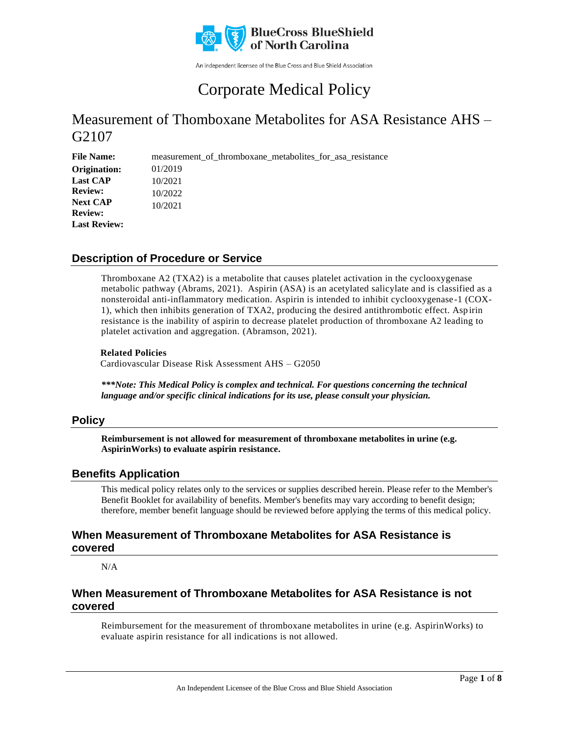# Corporate Medical Policy

## Measurement of Thomboxane Metabolites for ASA Resistance AHS – G2107

| | |
|---|---|
| **File Name:** | measurement_of_thromboxane_metabolites_for_asa_resistance |
| **Origination:** | 01/2019 |
| **Last CAP Review:** | 10/2021 |
| **Next CAP Review:** | 10/2022 |
| **Last Review:** | 10/2021 |

## Description of Procedure or Service

Thromboxane A2 (TXA2) is a metabolite that causes platelet activation in the cyclooxygenase metabolic pathway (Abrams, 2021). Aspirin (ASA) is an acetylated salicylate and is classified as a nonsteroidal anti-inflammatory medication. Aspirin is intended to inhibit cyclooxygenase-1 (COX-1), which then inhibits generation of TXA2, producing the desired antithrombotic effect. Aspirin resistance is the inability of aspirin to decrease platelet production of thromboxane A2 leading to platelet activation and aggregation. (Abramson, 2021).

**Related Policies**
Cardiovascular Disease Risk Assessment AHS – G2050

***\*\*\*Note: This Medical Policy is complex and technical. For questions concerning the technical language and/or specific clinical indications for its use, please consult your physician.***

## Policy

**Reimbursement is not allowed for measurement of thromboxane metabolites in urine (e.g. AspirinWorks) to evaluate aspirin resistance.**

## Benefits Application

This medical policy relates only to the services or supplies described herein. Please refer to the Member's Benefit Booklet for availability of benefits. Member's benefits may vary according to benefit design; therefore, member benefit language should be reviewed before applying the terms of this medical policy.

## When Measurement of Thromboxane Metabolites for ASA Resistance is covered

N/A

## When Measurement of Thromboxane Metabolites for ASA Resistance is not covered

Reimbursement for the measurement of thromboxane metabolites in urine (e.g. AspirinWorks) to evaluate aspirin resistance for all indications is not allowed.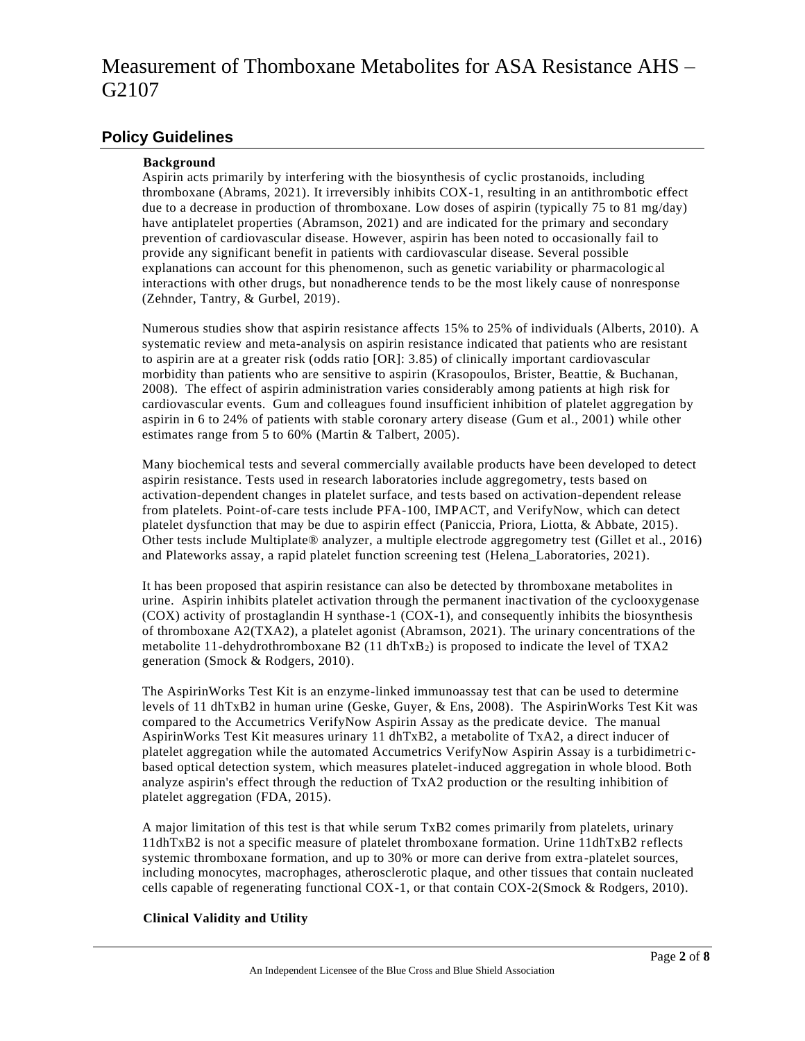## Policy Guidelines

### Background

Aspirin acts primarily by interfering with the biosynthesis of cyclic prostanoids, including thromboxane (Abrams, 2021). It irreversibly inhibits COX-1, resulting in an antithrombotic effect due to a decrease in production of thromboxane. Low doses of aspirin (typically 75 to 81 mg/day) have antiplatelet properties (Abramson, 2021) and are indicated for the primary and secondary prevention of cardiovascular disease. However, aspirin has been noted to occasionally fail to provide any significant benefit in patients with cardiovascular disease. Several possible explanations can account for this phenomenon, such as genetic variability or pharmacologic al interactions with other drugs, but nonadherence tends to be the most likely cause of nonresponse (Zehnder, Tantry, & Gurbel, 2019).

Numerous studies show that aspirin resistance affects 15% to 25% of individuals (Alberts, 2010). A systematic review and meta-analysis on aspirin resistance indicated that patients who are resistant to aspirin are at a greater risk (odds ratio [OR]: 3.85) of clinically important cardiovascular morbidity than patients who are sensitive to aspirin (Krasopoulos, Brister, Beattie, & Buchanan, 2008). The effect of aspirin administration varies considerably among patients at high risk for cardiovascular events. Gum and colleagues found insufficient inhibition of platelet aggregation by aspirin in 6 to 24% of patients with stable coronary artery disease (Gum et al., 2001) while other estimates range from 5 to 60% (Martin & Talbert, 2005).

Many biochemical tests and several commercially available products have been developed to detect aspirin resistance. Tests used in research laboratories include aggregometry, tests based on activation-dependent changes in platelet surface, and tests based on activation-dependent release from platelets. Point-of-care tests include PFA-100, IMPACT, and VerifyNow, which can detect platelet dysfunction that may be due to aspirin effect (Paniccia, Priora, Liotta, & Abbate, 2015). Other tests include Multiplate® analyzer, a multiple electrode aggregometry test (Gillet et al., 2016) and Plateworks assay, a rapid platelet function screening test (Helena_Laboratories, 2021).

It has been proposed that aspirin resistance can also be detected by thromboxane metabolites in urine. Aspirin inhibits platelet activation through the permanent inactivation of the cyclooxygenase (COX) activity of prostaglandin H synthase-1 (COX-1), and consequently inhibits the biosynthesis of thromboxane A2(TXA2), a platelet agonist (Abramson, 2021). The urinary concentrations of the metabolite 11-dehydrothromboxane B2 (11 dhTxB$_2$) is proposed to indicate the level of TXA2 generation (Smock & Rodgers, 2010).

The AspirinWorks Test Kit is an enzyme-linked immunoassay test that can be used to determine levels of 11 dhTxB2 in human urine (Geske, Guyer, & Ens, 2008). The AspirinWorks Test Kit was compared to the Accumetrics VerifyNow Aspirin Assay as the predicate device. The manual AspirinWorks Test Kit measures urinary 11 dhTxB2, a metabolite of TxA2, a direct inducer of platelet aggregation while the automated Accumetrics VerifyNow Aspirin Assay is a turbidimetric-based optical detection system, which measures platelet-induced aggregation in whole blood. Both analyze aspirin's effect through the reduction of TxA2 production or the resulting inhibition of platelet aggregation (FDA, 2015).

A major limitation of this test is that while serum TxB2 comes primarily from platelets, urinary 11dhTxB2 is not a specific measure of platelet thromboxane formation. Urine 11dhTxB2 reflects systemic thromboxane formation, and up to 30% or more can derive from extra-platelet sources, including monocytes, macrophages, atherosclerotic plaque, and other tissues that contain nucleated cells capable of regenerating functional COX-1, or that contain COX-2(Smock & Rodgers, 2010).

### Clinical Validity and Utility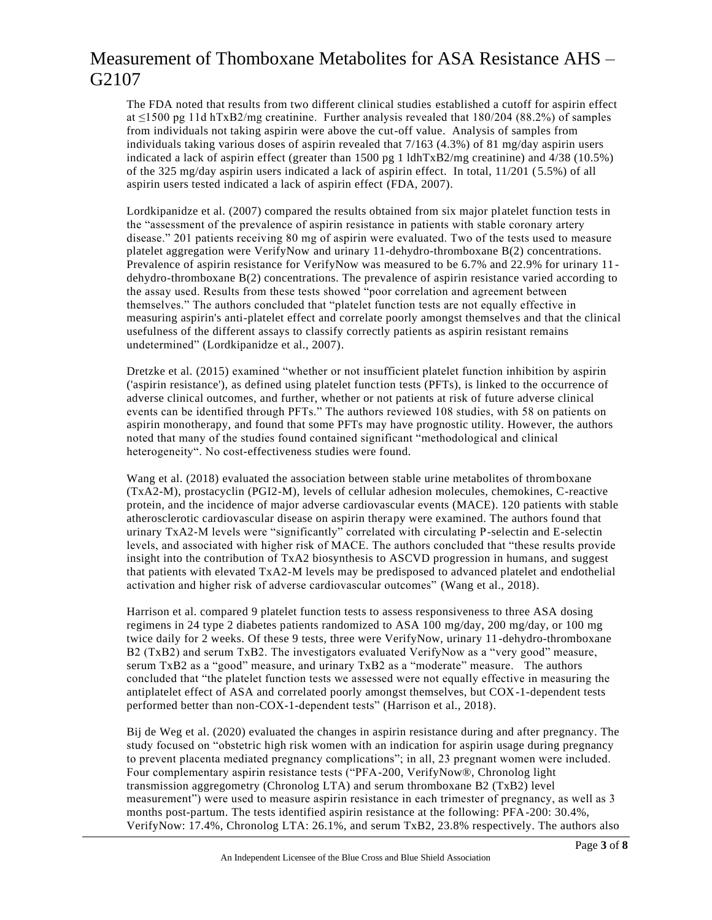The FDA noted that results from two different clinical studies established a cutoff for aspirin effect at ≤1500 pg 11d hTxB2/mg creatinine. Further analysis revealed that 180/204 (88.2%) of samples from individuals not taking aspirin were above the cut-off value. Analysis of samples from individuals taking various doses of aspirin revealed that 7/163 (4.3%) of 81 mg/day aspirin users indicated a lack of aspirin effect (greater than 1500 pg 1 ldhTxB2/mg creatinine) and 4/38 (10.5%) of the 325 mg/day aspirin users indicated a lack of aspirin effect. In total, 11/201 (5.5%) of all aspirin users tested indicated a lack of aspirin effect (FDA, 2007).

Lordkipanidze et al. (2007) compared the results obtained from six major platelet function tests in the "assessment of the prevalence of aspirin resistance in patients with stable coronary artery disease." 201 patients receiving 80 mg of aspirin were evaluated. Two of the tests used to measure platelet aggregation were VerifyNow and urinary 11-dehydro-thromboxane B(2) concentrations. Prevalence of aspirin resistance for VerifyNow was measured to be 6.7% and 22.9% for urinary 11-dehydro-thromboxane B(2) concentrations. The prevalence of aspirin resistance varied according to the assay used. Results from these tests showed "poor correlation and agreement between themselves." The authors concluded that "platelet function tests are not equally effective in measuring aspirin's anti-platelet effect and correlate poorly amongst themselves and that the clinical usefulness of the different assays to classify correctly patients as aspirin resistant remains undetermined" (Lordkipanidze et al., 2007).

Dretzke et al. (2015) examined "whether or not insufficient platelet function inhibition by aspirin ('aspirin resistance'), as defined using platelet function tests (PFTs), is linked to the occurrence of adverse clinical outcomes, and further, whether or not patients at risk of future adverse clinical events can be identified through PFTs." The authors reviewed 108 studies, with 58 on patients on aspirin monotherapy, and found that some PFTs may have prognostic utility. However, the authors noted that many of the studies found contained significant "methodological and clinical heterogeneity". No cost-effectiveness studies were found.

Wang et al. (2018) evaluated the association between stable urine metabolites of thromboxane (TxA2-M), prostacyclin (PGI2-M), levels of cellular adhesion molecules, chemokines, C-reactive protein, and the incidence of major adverse cardiovascular events (MACE). 120 patients with stable atherosclerotic cardiovascular disease on aspirin therapy were examined. The authors found that urinary TxA2-M levels were "significantly" correlated with circulating P-selectin and E-selectin levels, and associated with higher risk of MACE. The authors concluded that "these results provide insight into the contribution of TxA2 biosynthesis to ASCVD progression in humans, and suggest that patients with elevated TxA2-M levels may be predisposed to advanced platelet and endothelial activation and higher risk of adverse cardiovascular outcomes" (Wang et al., 2018).

Harrison et al. compared 9 platelet function tests to assess responsiveness to three ASA dosing regimens in 24 type 2 diabetes patients randomized to ASA 100 mg/day, 200 mg/day, or 100 mg twice daily for 2 weeks. Of these 9 tests, three were VerifyNow, urinary 11-dehydro-thromboxane B2 (TxB2) and serum TxB2. The investigators evaluated VerifyNow as a "very good" measure, serum TxB2 as a "good" measure, and urinary TxB2 as a "moderate" measure. The authors concluded that "the platelet function tests we assessed were not equally effective in measuring the antiplatelet effect of ASA and correlated poorly amongst themselves, but COX-1-dependent tests performed better than non-COX-1-dependent tests" (Harrison et al., 2018).

Bij de Weg et al. (2020) evaluated the changes in aspirin resistance during and after pregnancy. The study focused on "obstetric high risk women with an indication for aspirin usage during pregnancy to prevent placenta mediated pregnancy complications"; in all, 23 pregnant women were included. Four complementary aspirin resistance tests ("PFA-200, VerifyNow®, Chronolog light transmission aggregometry (Chronolog LTA) and serum thromboxane B2 (TxB2) level measurement") were used to measure aspirin resistance in each trimester of pregnancy, as well as 3 months post-partum. The tests identified aspirin resistance at the following: PFA-200: 30.4%, VerifyNow: 17.4%, Chronolog LTA: 26.1%, and serum TxB2, 23.8% respectively. The authors also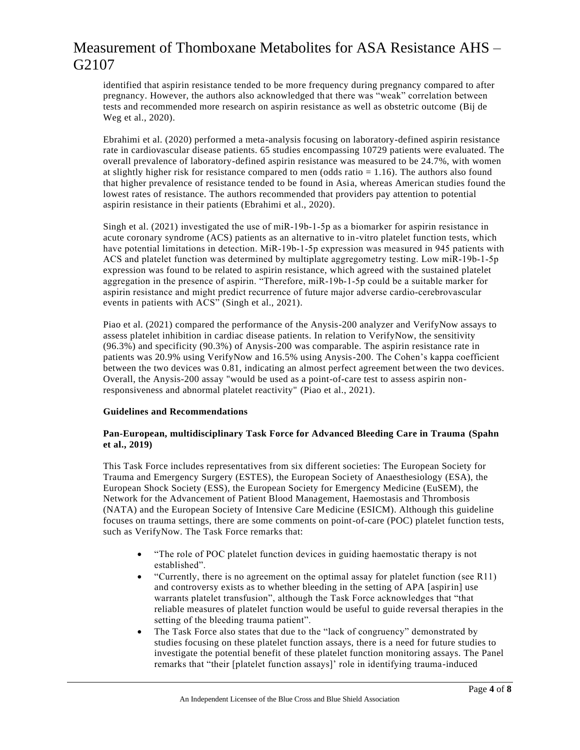identified that aspirin resistance tended to be more frequency during pregnancy compared to after pregnancy. However, the authors also acknowledged that there was "weak" correlation between tests and recommended more research on aspirin resistance as well as obstetric outcome (Bij de Weg et al., 2020).

Ebrahimi et al. (2020) performed a meta-analysis focusing on laboratory-defined aspirin resistance rate in cardiovascular disease patients. 65 studies encompassing 10729 patients were evaluated. The overall prevalence of laboratory-defined aspirin resistance was measured to be 24.7%, with women at slightly higher risk for resistance compared to men (odds ratio = 1.16). The authors also found that higher prevalence of resistance tended to be found in Asia, whereas American studies found the lowest rates of resistance. The authors recommended that providers pay attention to potential aspirin resistance in their patients (Ebrahimi et al., 2020).

Singh et al. (2021) investigated the use of miR-19b-1-5p as a biomarker for aspirin resistance in acute coronary syndrome (ACS) patients as an alternative to in-vitro platelet function tests, which have potential limitations in detection. MiR-19b-1-5p expression was measured in 945 patients with ACS and platelet function was determined by multiplate aggregometry testing. Low miR-19b-1-5p expression was found to be related to aspirin resistance, which agreed with the sustained platelet aggregation in the presence of aspirin. "Therefore, miR-19b-1-5p could be a suitable marker for aspirin resistance and might predict recurrence of future major adverse cardio-cerebrovascular events in patients with ACS" (Singh et al., 2021).

Piao et al. (2021) compared the performance of the Anysis-200 analyzer and VerifyNow assays to assess platelet inhibition in cardiac disease patients. In relation to VerifyNow, the sensitivity (96.3%) and specificity (90.3%) of Anysis-200 was comparable. The aspirin resistance rate in patients was 20.9% using VerifyNow and 16.5% using Anysis-200. The Cohen's kappa coefficient between the two devices was 0.81, indicating an almost perfect agreement between the two devices. Overall, the Anysis-200 assay "would be used as a point-of-care test to assess aspirin non-responsiveness and abnormal platelet reactivity" (Piao et al., 2021).

**Guidelines and Recommendations**

**Pan-European, multidisciplinary Task Force for Advanced Bleeding Care in Trauma (Spahn et al., 2019)**

This Task Force includes representatives from six different societies: The European Society for Trauma and Emergency Surgery (ESTES), the European Society of Anaesthesiology (ESA), the European Shock Society (ESS), the European Society for Emergency Medicine (EuSEM), the Network for the Advancement of Patient Blood Management, Haemostasis and Thrombosis (NATA) and the European Society of Intensive Care Medicine (ESICM). Although this guideline focuses on trauma settings, there are some comments on point-of-care (POC) platelet function tests, such as VerifyNow. The Task Force remarks that:

- "The role of POC platelet function devices in guiding haemostatic therapy is not established".
- "Currently, there is no agreement on the optimal assay for platelet function (see R11) and controversy exists as to whether bleeding in the setting of APA [aspirin] use warrants platelet transfusion", although the Task Force acknowledges that "that reliable measures of platelet function would be useful to guide reversal therapies in the setting of the bleeding trauma patient".
- The Task Force also states that due to the "lack of congruency" demonstrated by studies focusing on these platelet function assays, there is a need for future studies to investigate the potential benefit of these platelet function monitoring assays. The Panel remarks that "their [platelet function assays]' role in identifying trauma-induced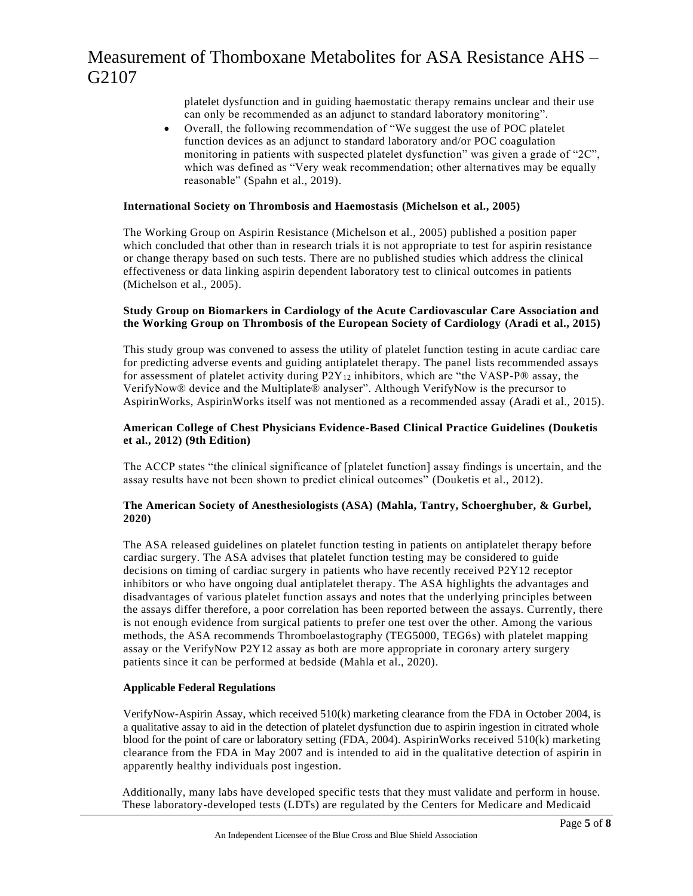platelet dysfunction and in guiding haemostatic therapy remains unclear and their use can only be recommended as an adjunct to standard laboratory monitoring".

- Overall, the following recommendation of "We suggest the use of POC platelet function devices as an adjunct to standard laboratory and/or POC coagulation monitoring in patients with suspected platelet dysfunction" was given a grade of "2C", which was defined as "Very weak recommendation; other alternatives may be equally reasonable" (Spahn et al., 2019).

**International Society on Thrombosis and Haemostasis (Michelson et al., 2005)**

The Working Group on Aspirin Resistance (Michelson et al., 2005) published a position paper which concluded that other than in research trials it is not appropriate to test for aspirin resistance or change therapy based on such tests. There are no published studies which address the clinical effectiveness or data linking aspirin dependent laboratory test to clinical outcomes in patients (Michelson et al., 2005).

**Study Group on Biomarkers in Cardiology of the Acute Cardiovascular Care Association and the Working Group on Thrombosis of the European Society of Cardiology (Aradi et al., 2015)**

This study group was convened to assess the utility of platelet function testing in acute cardiac care for predicting adverse events and guiding antiplatelet therapy. The panel lists recommended assays for assessment of platelet activity during $P2Y_{12}$ inhibitors, which are "the VASP-P® assay, the VerifyNow® device and the Multiplate® analyser". Although VerifyNow is the precursor to AspirinWorks, AspirinWorks itself was not mentioned as a recommended assay (Aradi et al., 2015).

**American College of Chest Physicians Evidence-Based Clinical Practice Guidelines (Douketis et al., 2012) (9th Edition)**

The ACCP states "the clinical significance of [platelet function] assay findings is uncertain, and the assay results have not been shown to predict clinical outcomes" (Douketis et al., 2012).

**The American Society of Anesthesiologists (ASA) (Mahla, Tantry, Schoerghuber, & Gurbel, 2020)**

The ASA released guidelines on platelet function testing in patients on antiplatelet therapy before cardiac surgery. The ASA advises that platelet function testing may be considered to guide decisions on timing of cardiac surgery in patients who have recently received P2Y12 receptor inhibitors or who have ongoing dual antiplatelet therapy. The ASA highlights the advantages and disadvantages of various platelet function assays and notes that the underlying principles between the assays differ therefore, a poor correlation has been reported between the assays. Currently, there is not enough evidence from surgical patients to prefer one test over the other. Among the various methods, the ASA recommends Thromboelastography (TEG5000, TEG6s) with platelet mapping assay or the VerifyNow P2Y12 assay as both are more appropriate in coronary artery surgery patients since it can be performed at bedside (Mahla et al., 2020).

**Applicable Federal Regulations**

VerifyNow-Aspirin Assay, which received 510(k) marketing clearance from the FDA in October 2004, is a qualitative assay to aid in the detection of platelet dysfunction due to aspirin ingestion in citrated whole blood for the point of care or laboratory setting (FDA, 2004). AspirinWorks received 510(k) marketing clearance from the FDA in May 2007 and is intended to aid in the qualitative detection of aspirin in apparently healthy individuals post ingestion.

Additionally, many labs have developed specific tests that they must validate and perform in house. These laboratory-developed tests (LDTs) are regulated by the Centers for Medicare and Medicaid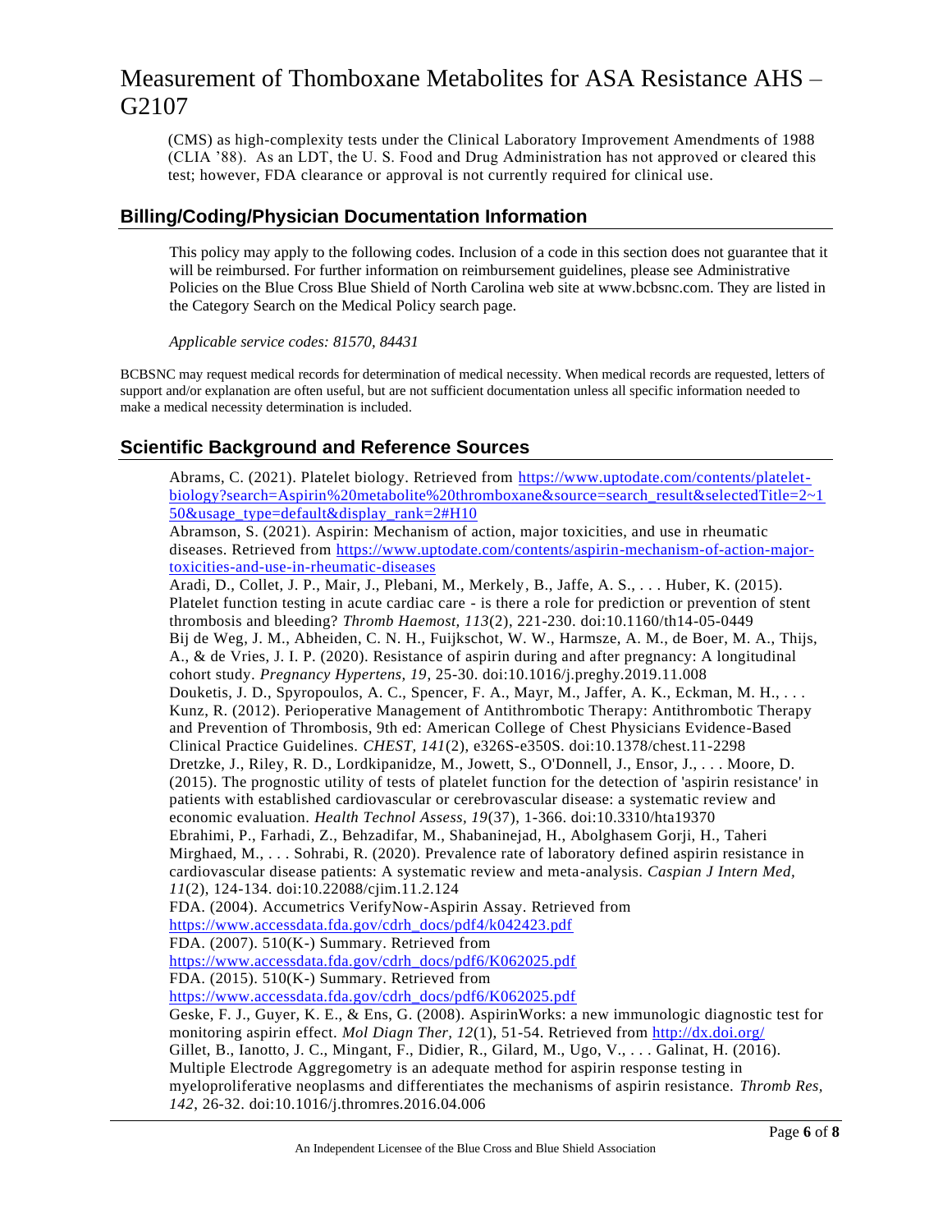(CMS) as high-complexity tests under the Clinical Laboratory Improvement Amendments of 1988 (CLIA '88). As an LDT, the U. S. Food and Drug Administration has not approved or cleared this test; however, FDA clearance or approval is not currently required for clinical use.

## Billing/Coding/Physician Documentation Information

This policy may apply to the following codes. Inclusion of a code in this section does not guarantee that it will be reimbursed. For further information on reimbursement guidelines, please see Administrative Policies on the Blue Cross Blue Shield of North Carolina web site at www.bcbsnc.com. They are listed in the Category Search on the Medical Policy search page.

*Applicable service codes: 81570, 84431*

BCBSNC may request medical records for determination of medical necessity. When medical records are requested, letters of support and/or explanation are often useful, but are not sufficient documentation unless all specific information needed to make a medical necessity determination is included.

## Scientific Background and Reference Sources

Abrams, C. (2021). Platelet biology. Retrieved from https://www.uptodate.com/contents/platelet-biology?search=Aspirin%20metabolite%20thromboxane&source=search_result&selectedTitle=2~150&usage_type=default&display_rank=2#H10

Abramson, S. (2021). Aspirin: Mechanism of action, major toxicities, and use in rheumatic diseases. Retrieved from https://www.uptodate.com/contents/aspirin-mechanism-of-action-major-toxicities-and-use-in-rheumatic-diseases

Aradi, D., Collet, J. P., Mair, J., Plebani, M., Merkely, B., Jaffe, A. S., . . . Huber, K. (2015). Platelet function testing in acute cardiac care - is there a role for prediction or prevention of stent thrombosis and bleeding? *Thromb Haemost, 113*(2), 221-230. doi:10.1160/th14-05-0449

Bij de Weg, J. M., Abheiden, C. N. H., Fuijkschot, W. W., Harmsze, A. M., de Boer, M. A., Thijs, A., & de Vries, J. I. P. (2020). Resistance of aspirin during and after pregnancy: A longitudinal cohort study. *Pregnancy Hypertens, 19*, 25-30. doi:10.1016/j.preghy.2019.11.008

Douketis, J. D., Spyropoulos, A. C., Spencer, F. A., Mayr, M., Jaffer, A. K., Eckman, M. H., . . . Kunz, R. (2012). Perioperative Management of Antithrombotic Therapy: Antithrombotic Therapy and Prevention of Thrombosis, 9th ed: American College of Chest Physicians Evidence-Based Clinical Practice Guidelines. *CHEST, 141*(2), e326S-e350S. doi:10.1378/chest.11-2298

Dretzke, J., Riley, R. D., Lordkipanidze, M., Jowett, S., O'Donnell, J., Ensor, J., . . . Moore, D. (2015). The prognostic utility of tests of platelet function for the detection of 'aspirin resistance' in patients with established cardiovascular or cerebrovascular disease: a systematic review and economic evaluation. *Health Technol Assess, 19*(37), 1-366. doi:10.3310/hta19370

Ebrahimi, P., Farhadi, Z., Behzadifar, M., Shabaninejad, H., Abolghasem Gorji, H., Taheri Mirghaed, M., . . . Sohrabi, R. (2020). Prevalence rate of laboratory defined aspirin resistance in cardiovascular disease patients: A systematic review and meta-analysis. *Caspian J Intern Med, 11*(2), 124-134. doi:10.22088/cjim.11.2.124

FDA. (2004). Accumetrics VerifyNow-Aspirin Assay. Retrieved from https://www.accessdata.fda.gov/cdrh_docs/pdf4/k042423.pdf

FDA. (2007). 510(K-) Summary. Retrieved from https://www.accessdata.fda.gov/cdrh_docs/pdf6/K062025.pdf

FDA. (2015). 510(K-) Summary. Retrieved from https://www.accessdata.fda.gov/cdrh_docs/pdf6/K062025.pdf

Geske, F. J., Guyer, K. E., & Ens, G. (2008). AspirinWorks: a new immunologic diagnostic test for monitoring aspirin effect. *Mol Diagn Ther, 12*(1), 51-54. Retrieved from http://dx.doi.org/

Gillet, B., Ianotto, J. C., Mingant, F., Didier, R., Gilard, M., Ugo, V., . . . Galinat, H. (2016). Multiple Electrode Aggregometry is an adequate method for aspirin response testing in myeloproliferative neoplasms and differentiates the mechanisms of aspirin resistance. *Thromb Res, 142*, 26-32. doi:10.1016/j.thromres.2016.04.006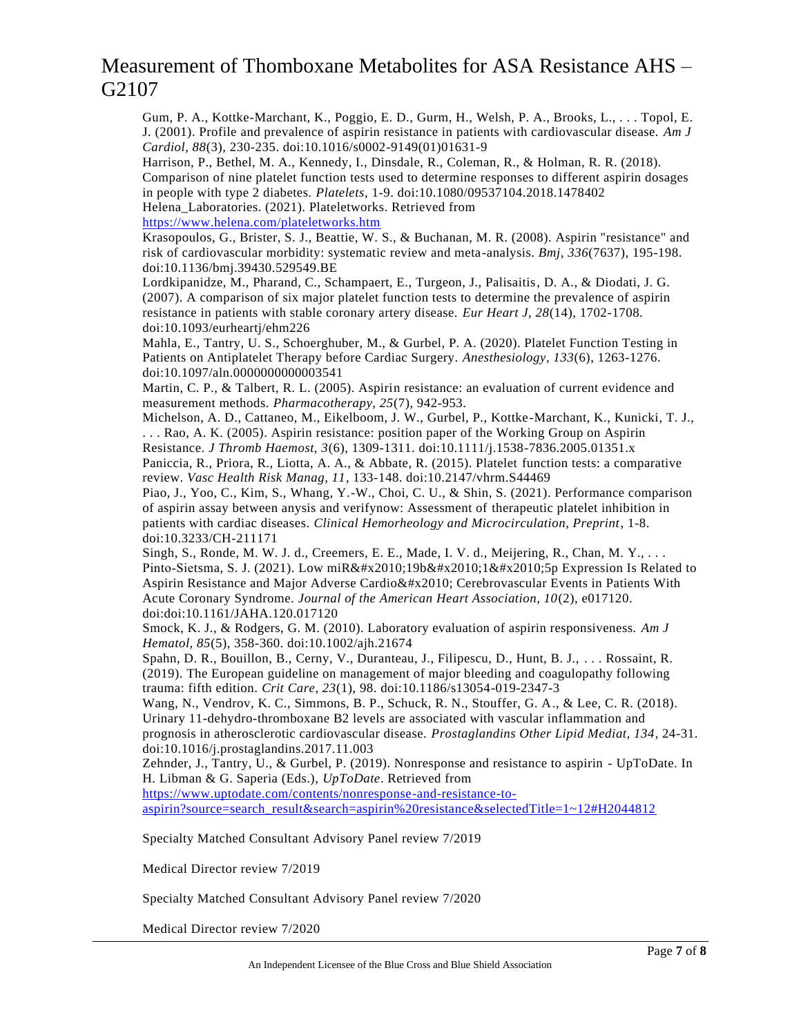Gum, P. A., Kottke-Marchant, K., Poggio, E. D., Gurm, H., Welsh, P. A., Brooks, L., . . . Topol, E. J. (2001). Profile and prevalence of aspirin resistance in patients with cardiovascular disease. *Am J Cardiol, 88*(3), 230-235. doi:10.1016/s0002-9149(01)01631-9

Harrison, P., Bethel, M. A., Kennedy, I., Dinsdale, R., Coleman, R., & Holman, R. R. (2018). Comparison of nine platelet function tests used to determine responses to different aspirin dosages in people with type 2 diabetes. *Platelets*, 1-9. doi:10.1080/09537104.2018.1478402

Helena_Laboratories. (2021). Plateletworks. Retrieved from https://www.helena.com/plateletworks.htm

Krasopoulos, G., Brister, S. J., Beattie, W. S., & Buchanan, M. R. (2008). Aspirin "resistance" and risk of cardiovascular morbidity: systematic review and meta-analysis. *Bmj, 336*(7637), 195-198. doi:10.1136/bmj.39430.529549.BE

Lordkipanidze, M., Pharand, C., Schampaert, E., Turgeon, J., Palisaitis, D. A., & Diodati, J. G. (2007). A comparison of six major platelet function tests to determine the prevalence of aspirin resistance in patients with stable coronary artery disease. *Eur Heart J, 28*(14), 1702-1708. doi:10.1093/eurheartj/ehm226

Mahla, E., Tantry, U. S., Schoerghuber, M., & Gurbel, P. A. (2020). Platelet Function Testing in Patients on Antiplatelet Therapy before Cardiac Surgery. *Anesthesiology, 133*(6), 1263-1276. doi:10.1097/aln.0000000000003541

Martin, C. P., & Talbert, R. L. (2005). Aspirin resistance: an evaluation of current evidence and measurement methods. *Pharmacotherapy, 25*(7), 942-953.

Michelson, A. D., Cattaneo, M., Eikelboom, J. W., Gurbel, P., Kottke-Marchant, K., Kunicki, T. J., . . . Rao, A. K. (2005). Aspirin resistance: position paper of the Working Group on Aspirin Resistance. *J Thromb Haemost, 3*(6), 1309-1311. doi:10.1111/j.1538-7836.2005.01351.x

Paniccia, R., Priora, R., Liotta, A. A., & Abbate, R. (2015). Platelet function tests: a comparative review. *Vasc Health Risk Manag, 11*, 133-148. doi:10.2147/vhrm.S44469

Piao, J., Yoo, C., Kim, S., Whang, Y.-W., Choi, C. U., & Shin, S. (2021). Performance comparison of aspirin assay between anysis and verifynow: Assessment of therapeutic platelet inhibition in patients with cardiac diseases. *Clinical Hemorheology and Microcirculation, Preprint*, 1-8. doi:10.3233/CH-211171

Singh, S., Ronde, M. W. J. d., Creemers, E. E., Made, I. V. d., Meijering, R., Chan, M. Y., . . . Pinto-Sietsma, S. J. (2021). Low miR&#x2010;19b&#x2010;1&#x2010;5p Expression Is Related to Aspirin Resistance and Major Adverse Cardio&#x2010; Cerebrovascular Events in Patients With Acute Coronary Syndrome. *Journal of the American Heart Association, 10*(2), e017120. doi:doi:10.1161/JAHA.120.017120

Smock, K. J., & Rodgers, G. M. (2010). Laboratory evaluation of aspirin responsiveness. *Am J Hematol, 85*(5), 358-360. doi:10.1002/ajh.21674

Spahn, D. R., Bouillon, B., Cerny, V., Duranteau, J., Filipescu, D., Hunt, B. J., . . . Rossaint, R. (2019). The European guideline on management of major bleeding and coagulopathy following trauma: fifth edition. *Crit Care, 23*(1), 98. doi:10.1186/s13054-019-2347-3

Wang, N., Vendrov, K. C., Simmons, B. P., Schuck, R. N., Stouffer, G. A., & Lee, C. R. (2018). Urinary 11-dehydro-thromboxane B2 levels are associated with vascular inflammation and prognosis in atherosclerotic cardiovascular disease. *Prostaglandins Other Lipid Mediat, 134*, 24-31. doi:10.1016/j.prostaglandins.2017.11.003

Zehnder, J., Tantry, U., & Gurbel, P. (2019). Nonresponse and resistance to aspirin - UpToDate. In H. Libman & G. Saperia (Eds.), *UpToDate*. Retrieved from https://www.uptodate.com/contents/nonresponse-and-resistance-to-aspirin?source=search_result&search=aspirin%20resistance&selectedTitle=1~12#H2044812

Specialty Matched Consultant Advisory Panel review 7/2019

Medical Director review 7/2019

Specialty Matched Consultant Advisory Panel review 7/2020

Medical Director review 7/2020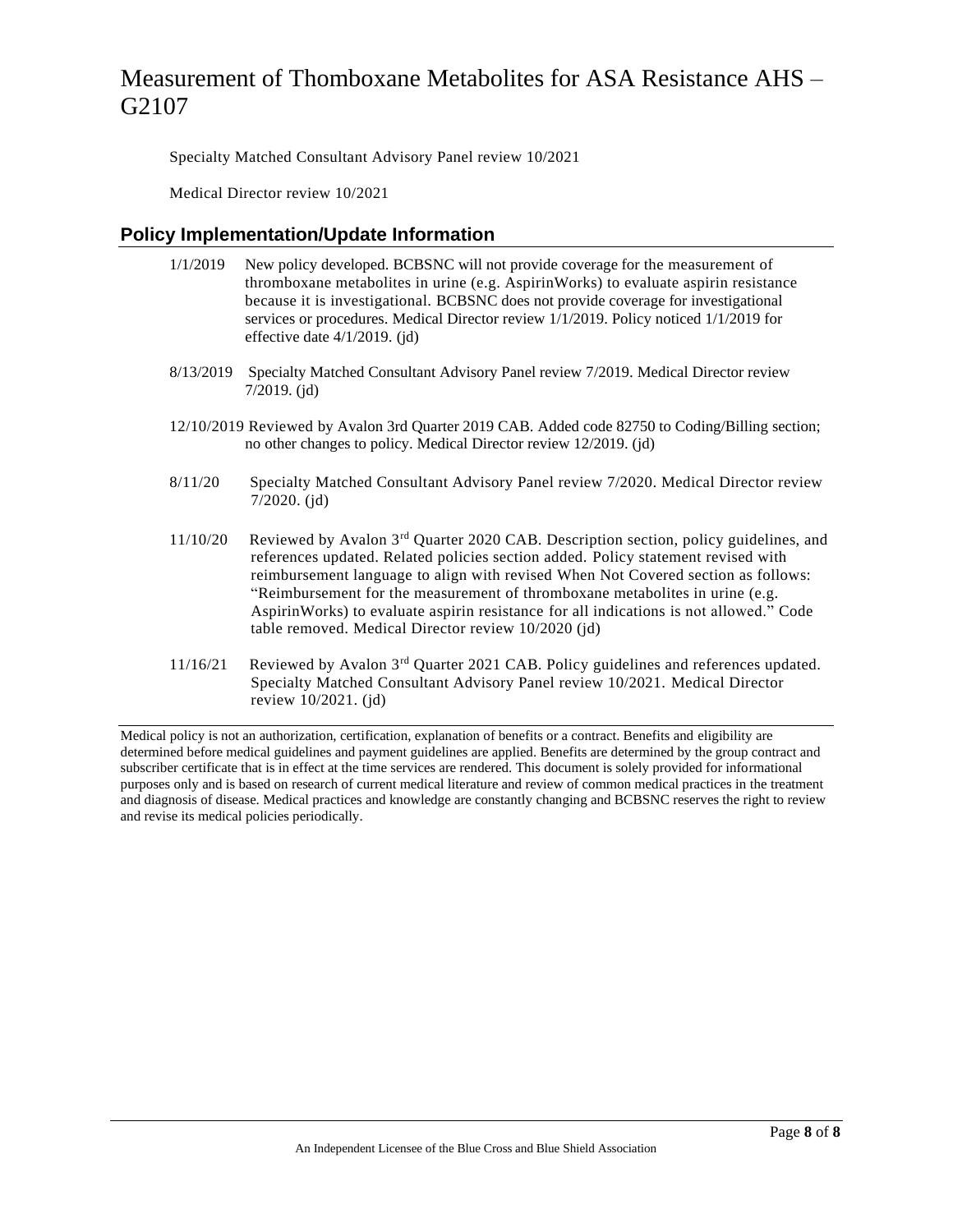Specialty Matched Consultant Advisory Panel review 10/2021

Medical Director review 10/2021

## Policy Implementation/Update Information

1/1/2019 New policy developed. BCBSNC will not provide coverage for the measurement of thromboxane metabolites in urine (e.g. AspirinWorks) to evaluate aspirin resistance because it is investigational. BCBSNC does not provide coverage for investigational services or procedures. Medical Director review 1/1/2019. Policy noticed 1/1/2019 for effective date 4/1/2019. (jd)

8/13/2019 Specialty Matched Consultant Advisory Panel review 7/2019. Medical Director review 7/2019. (jd)

12/10/2019 Reviewed by Avalon 3rd Quarter 2019 CAB. Added code 82750 to Coding/Billing section; no other changes to policy. Medical Director review 12/2019. (jd)

8/11/20 Specialty Matched Consultant Advisory Panel review 7/2020. Medical Director review 7/2020. (jd)

11/10/20 Reviewed by Avalon 3rd Quarter 2020 CAB. Description section, policy guidelines, and references updated. Related policies section added. Policy statement revised with reimbursement language to align with revised When Not Covered section as follows: "Reimbursement for the measurement of thromboxane metabolites in urine (e.g. AspirinWorks) to evaluate aspirin resistance for all indications is not allowed." Code table removed. Medical Director review 10/2020 (jd)

11/16/21 Reviewed by Avalon 3rd Quarter 2021 CAB. Policy guidelines and references updated. Specialty Matched Consultant Advisory Panel review 10/2021. Medical Director review 10/2021. (jd)

Medical policy is not an authorization, certification, explanation of benefits or a contract. Benefits and eligibility are determined before medical guidelines and payment guidelines are applied. Benefits are determined by the group contract and subscriber certificate that is in effect at the time services are rendered. This document is solely provided for informational purposes only and is based on research of current medical literature and review of common medical practices in the treatment and diagnosis of disease. Medical practices and knowledge are constantly changing and BCBSNC reserves the right to review and revise its medical policies periodically.